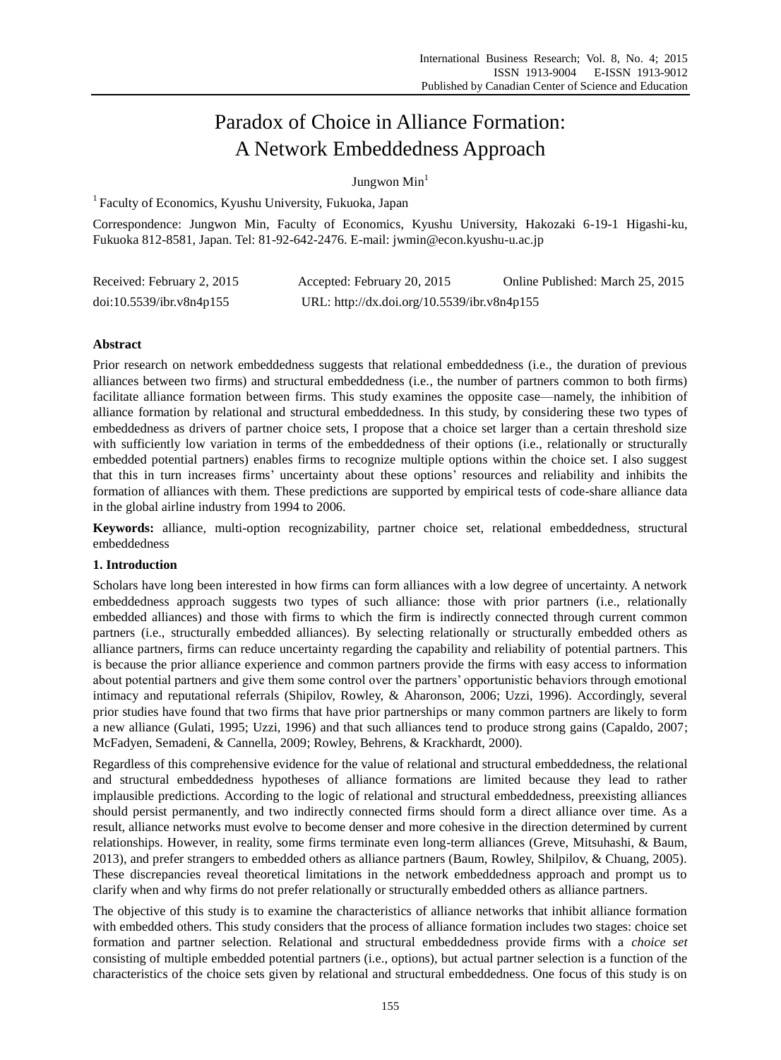# Paradox of Choice in Alliance Formation: A Network Embeddedness Approach

Jungwon Min[1]

[1] Faculty of Economics, Kyushu University, Fukuoka, Japan

Correspondence: Jungwon Min, Faculty of Economics, Kyushu University, Hakozaki 6-19-1 Higashi-ku, Fukuoka 812-8581, Japan. Tel: 81-92-642-2476. E-mail: jwmin@econ.kyushu-u.ac.jp

Received: February 2, 2015 Accepted: February 20, 2015 Online Published: March 25, 2015

doi:10.5539/ibr.v8n4p155 URL: http://dx.doi.org/10.5539/ibr.v8n4p155

## Abstract

Prior research on network embeddedness suggests that relational embeddedness (i.e., the duration of previous alliances between two firms) and structural embeddedness (i.e., the number of partners common to both firms) facilitate alliance formation between firms. This study examines the opposite case—namely, the inhibition of alliance formation by relational and structural embeddedness. In this study, by considering these two types of embeddedness as drivers of partner choice sets, I propose that a choice set larger than a certain threshold size with sufficiently low variation in terms of the embeddedness of their options (i.e., relationally or structurally embedded potential partners) enables firms to recognize multiple options within the choice set. I also suggest that this in turn increases firms' uncertainty about these options' resources and reliability and inhibits the formation of alliances with them. These predictions are supported by empirical tests of code-share alliance data in the global airline industry from 1994 to 2006.

**Keywords:** alliance, multi-option recognizability, partner choice set, relational embeddedness, structural embeddedness

## 1. Introduction

Scholars have long been interested in how firms can form alliances with a low degree of uncertainty. A network embeddedness approach suggests two types of such alliance: those with prior partners (i.e., relationally embedded alliances) and those with firms to which the firm is indirectly connected through current common partners (i.e., structurally embedded alliances). By selecting relationally or structurally embedded others as alliance partners, firms can reduce uncertainty regarding the capability and reliability of potential partners. This is because the prior alliance experience and common partners provide the firms with easy access to information about potential partners and give them some control over the partners' opportunistic behaviors through emotional intimacy and reputational referrals (Shipilov, Rowley, & Aharonson, 2006; Uzzi, 1996). Accordingly, several prior studies have found that two firms that have prior partnerships or many common partners are likely to form a new alliance (Gulati, 1995; Uzzi, 1996) and that such alliances tend to produce strong gains (Capaldo, 2007; McFadyen, Semadeni, & Cannella, 2009; Rowley, Behrens, & Krackhardt, 2000).

Regardless of this comprehensive evidence for the value of relational and structural embeddedness, the relational and structural embeddedness hypotheses of alliance formations are limited because they lead to rather implausible predictions. According to the logic of relational and structural embeddedness, preexisting alliances should persist permanently, and two indirectly connected firms should form a direct alliance over time. As a result, alliance networks must evolve to become denser and more cohesive in the direction determined by current relationships. However, in reality, some firms terminate even long-term alliances (Greve, Mitsuhashi, & Baum, 2013), and prefer strangers to embedded others as alliance partners (Baum, Rowley, Shilpilov, & Chuang, 2005). These discrepancies reveal theoretical limitations in the network embeddedness approach and prompt us to clarify when and why firms do not prefer relationally or structurally embedded others as alliance partners.

The objective of this study is to examine the characteristics of alliance networks that inhibit alliance formation with embedded others. This study considers that the process of alliance formation includes two stages: choice set formation and partner selection. Relational and structural embeddedness provide firms with a *choice set* consisting of multiple embedded potential partners (i.e., options), but actual partner selection is a function of the characteristics of the choice sets given by relational and structural embeddedness. One focus of this study is on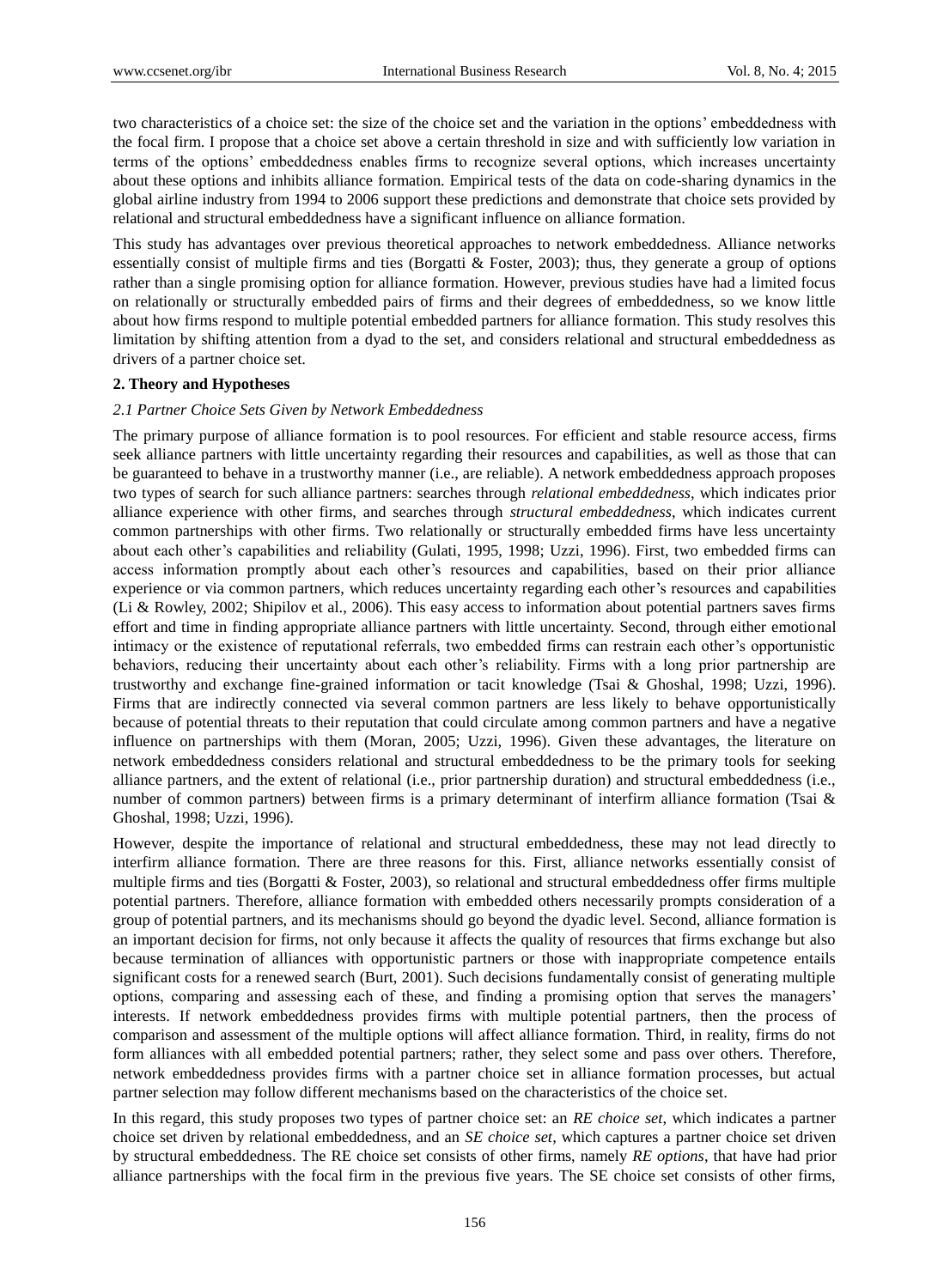two characteristics of a choice set: the size of the choice set and the variation in the options' embeddedness with the focal firm. I propose that a choice set above a certain threshold in size and with sufficiently low variation in terms of the options' embeddedness enables firms to recognize several options, which increases uncertainty about these options and inhibits alliance formation. Empirical tests of the data on code-sharing dynamics in the global airline industry from 1994 to 2006 support these predictions and demonstrate that choice sets provided by relational and structural embeddedness have a significant influence on alliance formation.

This study has advantages over previous theoretical approaches to network embeddedness. Alliance networks essentially consist of multiple firms and ties (Borgatti & Foster, 2003); thus, they generate a group of options rather than a single promising option for alliance formation. However, previous studies have had a limited focus on relationally or structurally embedded pairs of firms and their degrees of embeddedness, so we know little about how firms respond to multiple potential embedded partners for alliance formation. This study resolves this limitation by shifting attention from a dyad to the set, and considers relational and structural embeddedness as drivers of a partner choice set.

## 2. Theory and Hypotheses

### 2.1 Partner Choice Sets Given by Network Embeddedness

The primary purpose of alliance formation is to pool resources. For efficient and stable resource access, firms seek alliance partners with little uncertainty regarding their resources and capabilities, as well as those that can be guaranteed to behave in a trustworthy manner (i.e., are reliable). A network embeddedness approach proposes two types of search for such alliance partners: searches through *relational embeddedness*, which indicates prior alliance experience with other firms, and searches through *structural embeddedness*, which indicates current common partnerships with other firms. Two relationally or structurally embedded firms have less uncertainty about each other's capabilities and reliability (Gulati, 1995, 1998; Uzzi, 1996). First, two embedded firms can access information promptly about each other's resources and capabilities, based on their prior alliance experience or via common partners, which reduces uncertainty regarding each other's resources and capabilities (Li & Rowley, 2002; Shipilov et al., 2006). This easy access to information about potential partners saves firms effort and time in finding appropriate alliance partners with little uncertainty. Second, through either emotional intimacy or the existence of reputational referrals, two embedded firms can restrain each other's opportunistic behaviors, reducing their uncertainty about each other's reliability. Firms with a long prior partnership are trustworthy and exchange fine-grained information or tacit knowledge (Tsai & Ghoshal, 1998; Uzzi, 1996). Firms that are indirectly connected via several common partners are less likely to behave opportunistically because of potential threats to their reputation that could circulate among common partners and have a negative influence on partnerships with them (Moran, 2005; Uzzi, 1996). Given these advantages, the literature on network embeddedness considers relational and structural embeddedness to be the primary tools for seeking alliance partners, and the extent of relational (i.e., prior partnership duration) and structural embeddedness (i.e., number of common partners) between firms is a primary determinant of interfirm alliance formation (Tsai & Ghoshal, 1998; Uzzi, 1996).

However, despite the importance of relational and structural embeddedness, these may not lead directly to interfirm alliance formation. There are three reasons for this. First, alliance networks essentially consist of multiple firms and ties (Borgatti & Foster, 2003), so relational and structural embeddedness offer firms multiple potential partners. Therefore, alliance formation with embedded others necessarily prompts consideration of a group of potential partners, and its mechanisms should go beyond the dyadic level. Second, alliance formation is an important decision for firms, not only because it affects the quality of resources that firms exchange but also because termination of alliances with opportunistic partners or those with inappropriate competence entails significant costs for a renewed search (Burt, 2001). Such decisions fundamentally consist of generating multiple options, comparing and assessing each of these, and finding a promising option that serves the managers' interests. If network embeddedness provides firms with multiple potential partners, then the process of comparison and assessment of the multiple options will affect alliance formation. Third, in reality, firms do not form alliances with all embedded potential partners; rather, they select some and pass over others. Therefore, network embeddedness provides firms with a partner choice set in alliance formation processes, but actual partner selection may follow different mechanisms based on the characteristics of the choice set.

In this regard, this study proposes two types of partner choice set: an *RE choice set*, which indicates a partner choice set driven by relational embeddedness, and an *SE choice set*, which captures a partner choice set driven by structural embeddedness. The RE choice set consists of other firms, namely *RE options*, that have had prior alliance partnerships with the focal firm in the previous five years. The SE choice set consists of other firms,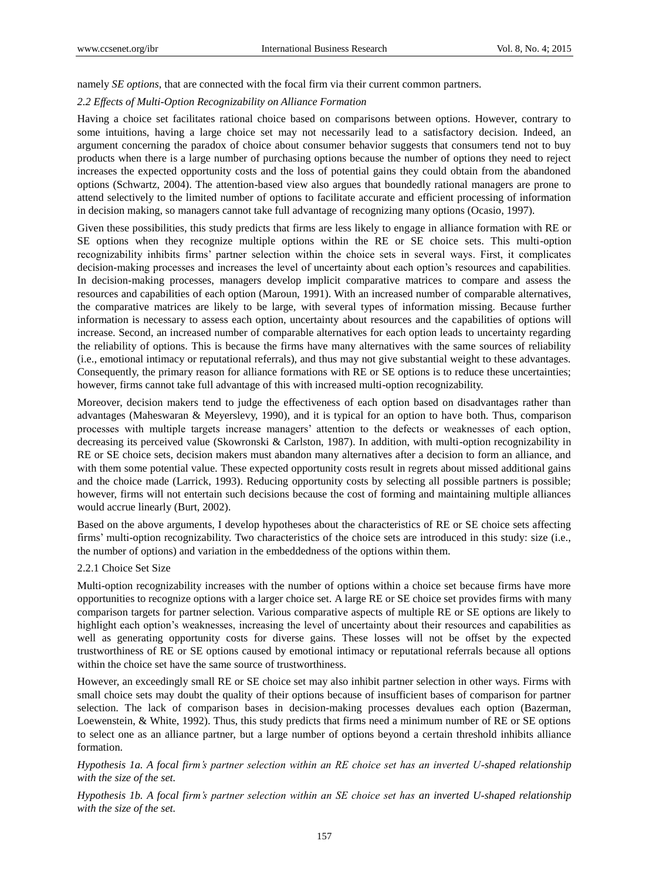namely *SE options*, that are connected with the focal firm via their current common partners.

### *2.2 Effects of Multi-Option Recognizability on Alliance Formation*

Having a choice set facilitates rational choice based on comparisons between options. However, contrary to some intuitions, having a large choice set may not necessarily lead to a satisfactory decision. Indeed, an argument concerning the paradox of choice about consumer behavior suggests that consumers tend not to buy products when there is a large number of purchasing options because the number of options they need to reject increases the expected opportunity costs and the loss of potential gains they could obtain from the abandoned options (Schwartz, 2004). The attention-based view also argues that boundedly rational managers are prone to attend selectively to the limited number of options to facilitate accurate and efficient processing of information in decision making, so managers cannot take full advantage of recognizing many options (Ocasio, 1997).

Given these possibilities, this study predicts that firms are less likely to engage in alliance formation with RE or SE options when they recognize multiple options within the RE or SE choice sets. This multi-option recognizability inhibits firms' partner selection within the choice sets in several ways. First, it complicates decision-making processes and increases the level of uncertainty about each option's resources and capabilities. In decision-making processes, managers develop implicit comparative matrices to compare and assess the resources and capabilities of each option (Maroun, 1991). With an increased number of comparable alternatives, the comparative matrices are likely to be large, with several types of information missing. Because further information is necessary to assess each option, uncertainty about resources and the capabilities of options will increase. Second, an increased number of comparable alternatives for each option leads to uncertainty regarding the reliability of options. This is because the firms have many alternatives with the same sources of reliability (i.e., emotional intimacy or reputational referrals), and thus may not give substantial weight to these advantages. Consequently, the primary reason for alliance formations with RE or SE options is to reduce these uncertainties; however, firms cannot take full advantage of this with increased multi-option recognizability.

Moreover, decision makers tend to judge the effectiveness of each option based on disadvantages rather than advantages (Maheswaran & Meyerslevy, 1990), and it is typical for an option to have both. Thus, comparison processes with multiple targets increase managers' attention to the defects or weaknesses of each option, decreasing its perceived value (Skowronski & Carlston, 1987). In addition, with multi-option recognizability in RE or SE choice sets, decision makers must abandon many alternatives after a decision to form an alliance, and with them some potential value. These expected opportunity costs result in regrets about missed additional gains and the choice made (Larrick, 1993). Reducing opportunity costs by selecting all possible partners is possible; however, firms will not entertain such decisions because the cost of forming and maintaining multiple alliances would accrue linearly (Burt, 2002).

Based on the above arguments, I develop hypotheses about the characteristics of RE or SE choice sets affecting firms' multi-option recognizability. Two characteristics of the choice sets are introduced in this study: size (i.e., the number of options) and variation in the embeddedness of the options within them.

#### 2.2.1 Choice Set Size

Multi-option recognizability increases with the number of options within a choice set because firms have more opportunities to recognize options with a larger choice set. A large RE or SE choice set provides firms with many comparison targets for partner selection. Various comparative aspects of multiple RE or SE options are likely to highlight each option's weaknesses, increasing the level of uncertainty about their resources and capabilities as well as generating opportunity costs for diverse gains. These losses will not be offset by the expected trustworthiness of RE or SE options caused by emotional intimacy or reputational referrals because all options within the choice set have the same source of trustworthiness.

However, an exceedingly small RE or SE choice set may also inhibit partner selection in other ways. Firms with small choice sets may doubt the quality of their options because of insufficient bases of comparison for partner selection. The lack of comparison bases in decision-making processes devalues each option (Bazerman, Loewenstein, & White, 1992). Thus, this study predicts that firms need a minimum number of RE or SE options to select one as an alliance partner, but a large number of options beyond a certain threshold inhibits alliance formation.

*Hypothesis 1a. A focal firm's partner selection within an RE choice set has an inverted U-shaped relationship with the size of the set.*

*Hypothesis 1b. A focal firm's partner selection within an SE choice set has an inverted U-shaped relationship with the size of the set.*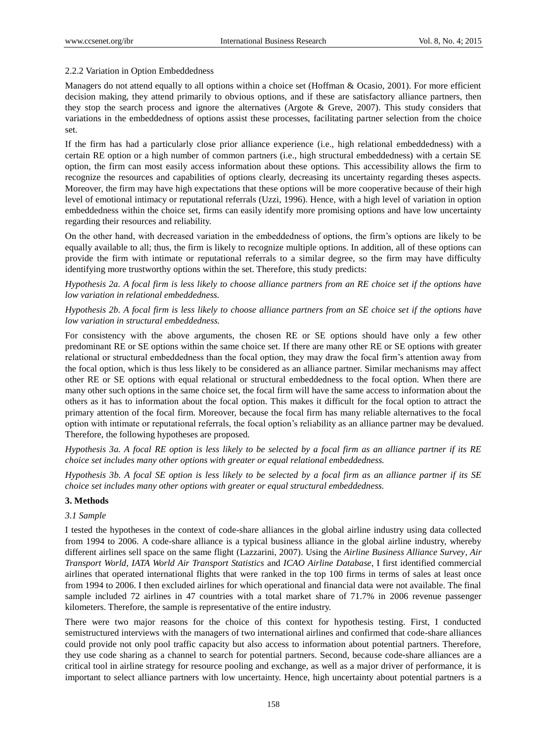2.2.2 Variation in Option Embeddedness

Managers do not attend equally to all options within a choice set (Hoffman & Ocasio, 2001). For more efficient decision making, they attend primarily to obvious options, and if these are satisfactory alliance partners, then they stop the search process and ignore the alternatives (Argote & Greve, 2007). This study considers that variations in the embeddedness of options assist these processes, facilitating partner selection from the choice set.

If the firm has had a particularly close prior alliance experience (i.e., high relational embeddedness) with a certain RE option or a high number of common partners (i.e., high structural embeddedness) with a certain SE option, the firm can most easily access information about these options. This accessibility allows the firm to recognize the resources and capabilities of options clearly, decreasing its uncertainty regarding theses aspects. Moreover, the firm may have high expectations that these options will be more cooperative because of their high level of emotional intimacy or reputational referrals (Uzzi, 1996). Hence, with a high level of variation in option embeddedness within the choice set, firms can easily identify more promising options and have low uncertainty regarding their resources and reliability.

On the other hand, with decreased variation in the embeddedness of options, the firm's options are likely to be equally available to all; thus, the firm is likely to recognize multiple options. In addition, all of these options can provide the firm with intimate or reputational referrals to a similar degree, so the firm may have difficulty identifying more trustworthy options within the set. Therefore, this study predicts:

*Hypothesis 2a. A focal firm is less likely to choose alliance partners from an RE choice set if the options have low variation in relational embeddedness.*

*Hypothesis 2b. A focal firm is less likely to choose alliance partners from an SE choice set if the options have low variation in structural embeddedness.*

For consistency with the above arguments, the chosen RE or SE options should have only a few other predominant RE or SE options within the same choice set. If there are many other RE or SE options with greater relational or structural embeddedness than the focal option, they may draw the focal firm's attention away from the focal option, which is thus less likely to be considered as an alliance partner. Similar mechanisms may affect other RE or SE options with equal relational or structural embeddedness to the focal option. When there are many other such options in the same choice set, the focal firm will have the same access to information about the others as it has to information about the focal option. This makes it difficult for the focal option to attract the primary attention of the focal firm. Moreover, because the focal firm has many reliable alternatives to the focal option with intimate or reputational referrals, the focal option's reliability as an alliance partner may be devalued. Therefore, the following hypotheses are proposed.

*Hypothesis 3a. A focal RE option is less likely to be selected by a focal firm as an alliance partner if its RE choice set includes many other options with greater or equal relational embeddedness.*

*Hypothesis 3b. A focal SE option is less likely to be selected by a focal firm as an alliance partner if its SE choice set includes many other options with greater or equal structural embeddedness.*

## 3. Methods

### 3.1 Sample

I tested the hypotheses in the context of code-share alliances in the global airline industry using data collected from 1994 to 2006. A code-share alliance is a typical business alliance in the global airline industry, whereby different airlines sell space on the same flight (Lazzarini, 2007). Using the *Airline Business Alliance Survey*, *Air Transport World*, *IATA World Air Transport Statistics* and *ICAO Airline Database*, I first identified commercial airlines that operated international flights that were ranked in the top 100 firms in terms of sales at least once from 1994 to 2006. I then excluded airlines for which operational and financial data were not available. The final sample included 72 airlines in 47 countries with a total market share of 71.7% in 2006 revenue passenger kilometers. Therefore, the sample is representative of the entire industry.

There were two major reasons for the choice of this context for hypothesis testing. First, I conducted semistructured interviews with the managers of two international airlines and confirmed that code-share alliances could provide not only pool traffic capacity but also access to information about potential partners. Therefore, they use code sharing as a channel to search for potential partners. Second, because code-share alliances are a critical tool in airline strategy for resource pooling and exchange, as well as a major driver of performance, it is important to select alliance partners with low uncertainty. Hence, high uncertainty about potential partners is a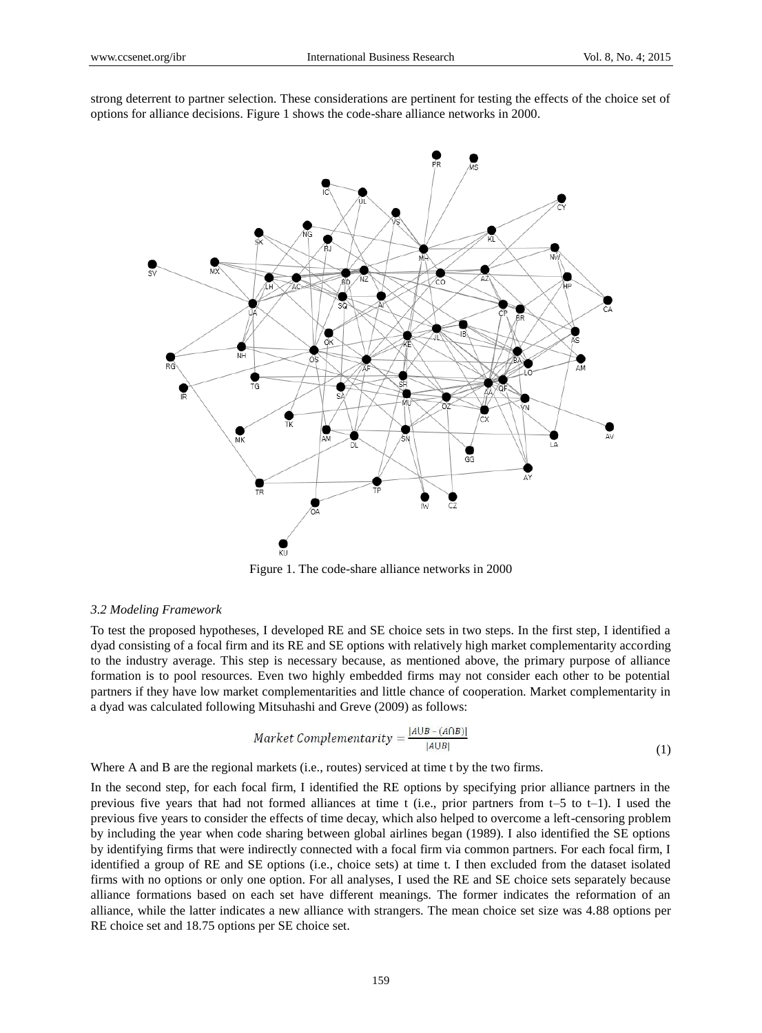strong deterrent to partner selection. These considerations are pertinent for testing the effects of the choice set of options for alliance decisions. Figure 1 shows the code-share alliance networks in 2000.

Figure 1. The code-share alliance networks in 2000

### 3.2 Modeling Framework

To test the proposed hypotheses, I developed RE and SE choice sets in two steps. In the first step, I identified a dyad consisting of a focal firm and its RE and SE options with relatively high market complementarity according to the industry average. This step is necessary because, as mentioned above, the primary purpose of alliance formation is to pool resources. Even two highly embedded firms may not consider each other to be potential partners if they have low market complementarities and little chance of cooperation. Market complementarity in a dyad was calculated following Mitsuhashi and Greve (2009) as follows:

$$Market\ Complementarity = \frac{|A \cup B - (A \cap B)|}{|A \cup B|} \tag{1}$$

Where A and B are the regional markets (i.e., routes) serviced at time t by the two firms.

In the second step, for each focal firm, I identified the RE options by specifying prior alliance partners in the previous five years that had not formed alliances at time t (i.e., prior partners from t–5 to t–1). I used the previous five years to consider the effects of time decay, which also helped to overcome a left-censoring problem by including the year when code sharing between global airlines began (1989). I also identified the SE options by identifying firms that were indirectly connected with a focal firm via common partners. For each focal firm, I identified a group of RE and SE options (i.e., choice sets) at time t. I then excluded from the dataset isolated firms with no options or only one option. For all analyses, I used the RE and SE choice sets separately because alliance formations based on each set have different meanings. The former indicates the reformation of an alliance, while the latter indicates a new alliance with strangers. The mean choice set size was 4.88 options per RE choice set and 18.75 options per SE choice set.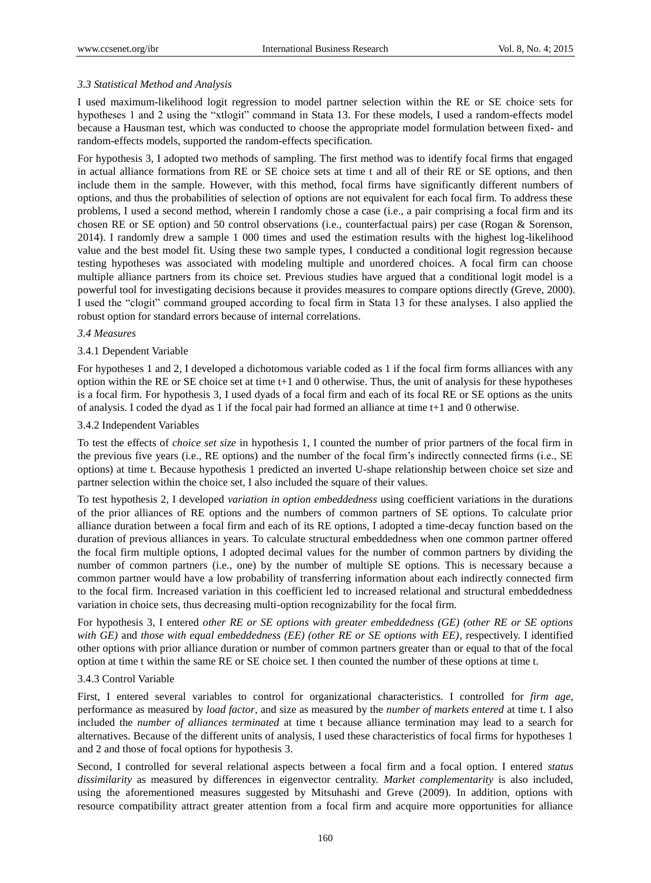### *3.3 Statistical Method and Analysis*

I used maximum-likelihood logit regression to model partner selection within the RE or SE choice sets for hypotheses 1 and 2 using the "xtlogit" command in Stata 13. For these models, I used a random-effects model because a Hausman test, which was conducted to choose the appropriate model formulation between fixed- and random-effects models, supported the random-effects specification.

For hypothesis 3, I adopted two methods of sampling. The first method was to identify focal firms that engaged in actual alliance formations from RE or SE choice sets at time t and all of their RE or SE options, and then include them in the sample. However, with this method, focal firms have significantly different numbers of options, and thus the probabilities of selection of options are not equivalent for each focal firm. To address these problems, I used a second method, wherein I randomly chose a case (i.e., a pair comprising a focal firm and its chosen RE or SE option) and 50 control observations (i.e., counterfactual pairs) per case (Rogan & Sorenson, 2014). I randomly drew a sample 1 000 times and used the estimation results with the highest log-likelihood value and the best model fit. Using these two sample types, I conducted a conditional logit regression because testing hypotheses was associated with modeling multiple and unordered choices. A focal firm can choose multiple alliance partners from its choice set. Previous studies have argued that a conditional logit model is a powerful tool for investigating decisions because it provides measures to compare options directly (Greve, 2000). I used the "clogit" command grouped according to focal firm in Stata 13 for these analyses. I also applied the robust option for standard errors because of internal correlations.

### *3.4 Measures*

#### 3.4.1 Dependent Variable

For hypotheses 1 and 2, I developed a dichotomous variable coded as 1 if the focal firm forms alliances with any option within the RE or SE choice set at time t+1 and 0 otherwise. Thus, the unit of analysis for these hypotheses is a focal firm. For hypothesis 3, I used dyads of a focal firm and each of its focal RE or SE options as the units of analysis. I coded the dyad as 1 if the focal pair had formed an alliance at time t+1 and 0 otherwise.

#### 3.4.2 Independent Variables

To test the effects of *choice set size* in hypothesis 1, I counted the number of prior partners of the focal firm in the previous five years (i.e., RE options) and the number of the focal firm's indirectly connected firms (i.e., SE options) at time t. Because hypothesis 1 predicted an inverted U-shape relationship between choice set size and partner selection within the choice set, I also included the square of their values.

To test hypothesis 2, I developed *variation in option embeddedness* using coefficient variations in the durations of the prior alliances of RE options and the numbers of common partners of SE options. To calculate prior alliance duration between a focal firm and each of its RE options, I adopted a time-decay function based on the duration of previous alliances in years. To calculate structural embeddedness when one common partner offered the focal firm multiple options, I adopted decimal values for the number of common partners by dividing the number of common partners (i.e., one) by the number of multiple SE options. This is necessary because a common partner would have a low probability of transferring information about each indirectly connected firm to the focal firm. Increased variation in this coefficient led to increased relational and structural embeddedness variation in choice sets, thus decreasing multi-option recognizability for the focal firm.

For hypothesis 3, I entered *other RE or SE options with greater embeddedness (GE) (other RE or SE options with GE)* and *those with equal embeddedness (EE) (other RE or SE options with EE)*, respectively. I identified other options with prior alliance duration or number of common partners greater than or equal to that of the focal option at time t within the same RE or SE choice set. I then counted the number of these options at time t.

#### 3.4.3 Control Variable

First, I entered several variables to control for organizational characteristics. I controlled for *firm age*, performance as measured by *load factor*, and size as measured by the *number of markets entered* at time t. I also included the *number of alliances terminated* at time t because alliance termination may lead to a search for alternatives. Because of the different units of analysis, I used these characteristics of focal firms for hypotheses 1 and 2 and those of focal options for hypothesis 3.

Second, I controlled for several relational aspects between a focal firm and a focal option. I entered *status dissimilarity* as measured by differences in eigenvector centrality. *Market complementarity* is also included, using the aforementioned measures suggested by Mitsuhashi and Greve (2009). In addition, options with resource compatibility attract greater attention from a focal firm and acquire more opportunities for alliance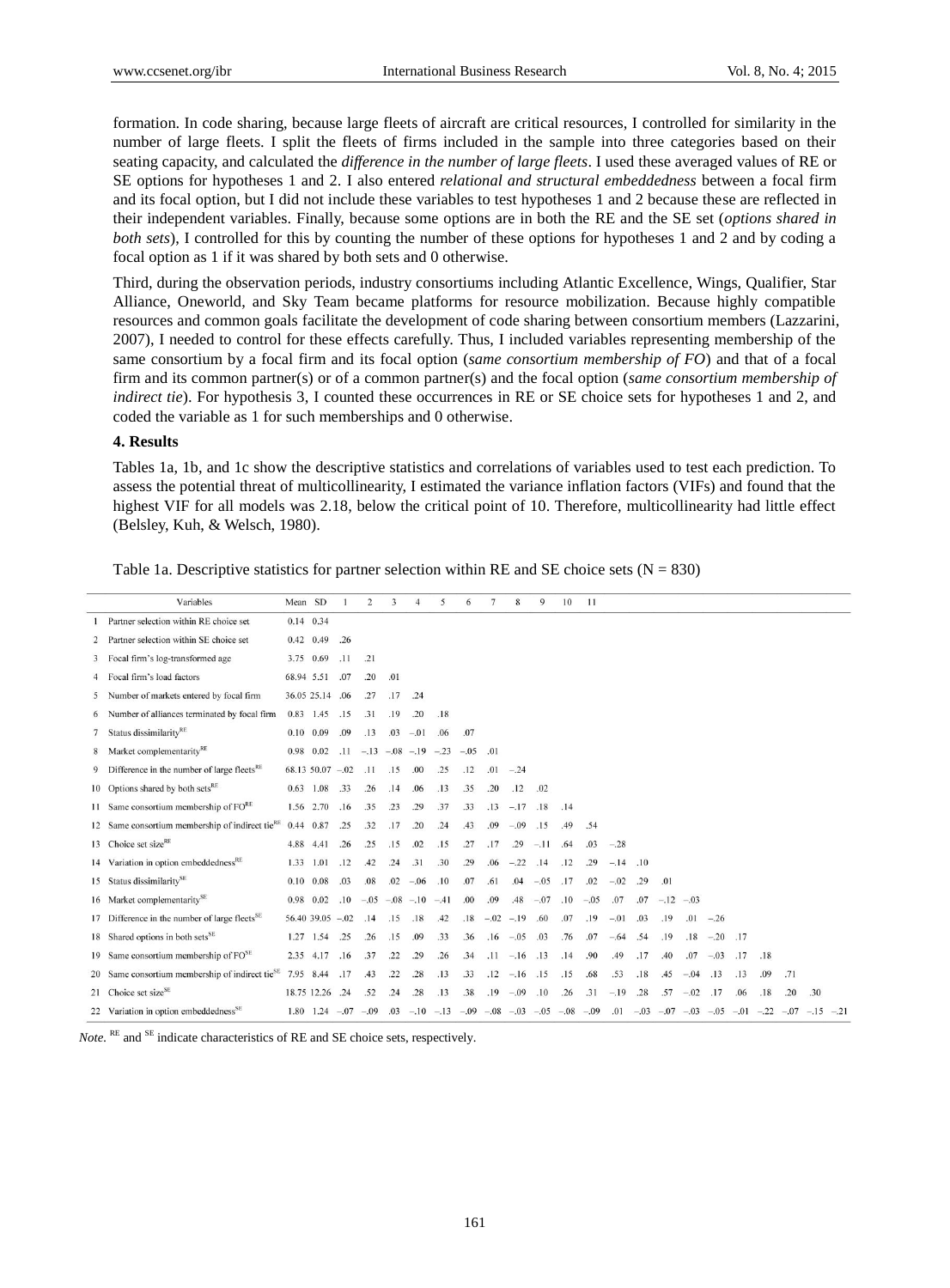formation. In code sharing, because large fleets of aircraft are critical resources, I controlled for similarity in the number of large fleets. I split the fleets of firms included in the sample into three categories based on their seating capacity, and calculated the *difference in the number of large fleets*. I used these averaged values of RE or SE options for hypotheses 1 and 2. I also entered *relational and structural embeddedness* between a focal firm and its focal option, but I did not include these variables to test hypotheses 1 and 2 because these are reflected in their independent variables. Finally, because some options are in both the RE and the SE set (*options shared in both sets*), I controlled for this by counting the number of these options for hypotheses 1 and 2 and by coding a focal option as 1 if it was shared by both sets and 0 otherwise.

Third, during the observation periods, industry consortiums including Atlantic Excellence, Wings, Qualifier, Star Alliance, Oneworld, and Sky Team became platforms for resource mobilization. Because highly compatible resources and common goals facilitate the development of code sharing between consortium members (Lazzarini, 2007), I needed to control for these effects carefully. Thus, I included variables representing membership of the same consortium by a focal firm and its focal option (*same consortium membership of FO*) and that of a focal firm and its common partner(s) or of a common partner(s) and the focal option (*same consortium membership of indirect tie*). For hypothesis 3, I counted these occurrences in RE or SE choice sets for hypotheses 1 and 2, and coded the variable as 1 for such memberships and 0 otherwise.

## 4. Results

Tables 1a, 1b, and 1c show the descriptive statistics and correlations of variables used to test each prediction. To assess the potential threat of multicollinearity, I estimated the variance inflation factors (VIFs) and found that the highest VIF for all models was 2.18, below the critical point of 10. Therefore, multicollinearity had little effect (Belsley, Kuh, & Welsch, 1980).

Table 1a. Descriptive statistics for partner selection within RE and SE choice sets (N = 830)

| | Variables | Mean | SD | 1 | 2 | 3 | 4 | 5 | 6 | 7 | 8 | 9 | 10 | 11 | 12 | 13 | 14 | 15 | 16 | 17 | 18 | 19 | 20 | 21 |
|---|---|---|---|---|---|---|---|---|---|---|---|---|---|---|---|---|---|---|---|---|---|---|---|---|
| 1 | Partner selection within RE choice set | 0.14 | 0.34 | | | | | | | | | | | | | | | | | | | | | |
| 2 | Partner selection within SE choice set | 0.42 | 0.49 | .26 | | | | | | | | | | | | | | | | | | | | |
| 3 | Focal firm's log-transformed age | 3.75 | 0.69 | .11 | .21 | | | | | | | | | | | | | | | | | | | |
| 4 | Focal firm's load factors | 68.94 | 5.51 | .07 | .20 | .01 | | | | | | | | | | | | | | | | | | |
| 5 | Number of markets entered by focal firm | 36.05 | 25.14 | .06 | .27 | .17 | .24 | | | | | | | | | | | | | | | | | |
| 6 | Number of alliances terminated by focal firm | 0.83 | 1.45 | .15 | .31 | .19 | .20 | .18 | | | | | | | | | | | | | | | | |
| 7 | Status dissimilarity$^{RE}$ | 0.10 | 0.09 | .09 | .13 | .03 | −.01 | .06 | .07 | | | | | | | | | | | | | | | |
| 8 | Market complementarity$^{RE}$ | 0.98 | 0.02 | .11 | −.13 | −.08 | −.19 | −.23 | −.05 | .01 | | | | | | | | | | | | | | |
| 9 | Difference in the number of large fleets$^{RE}$ | 68.13 | 50.07 | −.02 | .11 | .15 | .00 | .25 | .12 | .01 | −.24 | | | | | | | | | | | | | |
| 10 | Options shared by both sets$^{RE}$ | 0.63 | 1.08 | .33 | .26 | .14 | .06 | .13 | .35 | .20 | .12 | .02 | | | | | | | | | | | | |
| 11 | Same consortium membership of FO$^{RE}$ | 1.56 | 2.70 | .16 | .35 | .23 | .29 | .37 | .33 | .13 | −.17 | .18 | .14 | | | | | | | | | | | |
| 12 | Same consortium membership of indirect tie$^{RE}$ | 0.44 | 0.87 | .25 | .32 | .17 | .20 | .24 | .43 | .09 | −.09 | .15 | .49 | .54 | | | | | | | | | | |
| 13 | Choice set size$^{RE}$ | 4.88 | 4.41 | .26 | .25 | .15 | .02 | .15 | .27 | .17 | .29 | −.11 | .64 | .03 | −.28 | | | | | | | | | |
| 14 | Variation in option embeddedness$^{RE}$ | 1.33 | 1.01 | .12 | .42 | .24 | .31 | .30 | .29 | .06 | −.22 | .14 | .12 | .29 | −.14 | .10 | | | | | | | | |
| 15 | Status dissimilarity$^{SE}$ | 0.10 | 0.08 | .03 | .08 | .02 | −.06 | .10 | .07 | .61 | .04 | −.05 | .17 | .02 | −.02 | .29 | .01 | | | | | | | |
| 16 | Market complementarity$^{SE}$ | 0.98 | 0.02 | .10 | −.05 | −.08 | −.10 | −.41 | .00 | .09 | .48 | −.07 | .10 | −.05 | .07 | .07 | −.12 | −.03 | | | | | | |
| 17 | Difference in the number of large fleets$^{SE}$ | 56.40 | 39.05 | −.02 | .14 | .15 | .18 | .42 | .18 | −.02 | −.19 | .60 | .07 | .19 | −.01 | .03 | .19 | .01 | −.26 | | | | | |
| 18 | Shared options in both sets$^{SE}$ | 1.27 | 1.54 | .25 | .26 | .15 | .09 | .33 | .36 | .16 | −.05 | .03 | .76 | .07 | −.64 | .54 | .19 | .18 | −.20 | .17 | | | | |
| 19 | Same consortium membership of FO$^{SE}$ | 2.35 | 4.17 | .16 | .37 | .22 | .29 | .26 | .34 | .11 | −.16 | .13 | .14 | .90 | .49 | .17 | .40 | .07 | −.03 | .17 | .18 | | | |
| 20 | Same consortium membership of indirect tie$^{SE}$ | 7.95 | 8.44 | .17 | .43 | .22 | .28 | .13 | .33 | .12 | −.16 | .15 | .15 | .68 | .53 | .18 | .45 | −.04 | .13 | .13 | .09 | .71 | | |
| 21 | Choice set size$^{SE}$ | 18.75 | 12.26 | .24 | .52 | .24 | .28 | .13 | .38 | .19 | −.09 | .10 | .26 | .31 | −.19 | .28 | .57 | −.02 | .17 | .06 | .18 | .20 | .30 | |
| 22 | Variation in option embeddedness$^{SE}$ | 1.80 | 1.24 | −.07 | −.09 | .03 | −.10 | −.13 | −.09 | −.08 | −.03 | −.05 | −.08 | −.09 | .01 | −.03 | −.07 | −.03 | −.05 | −.01 | −.22 | −.07 | −.15 | −.21 |

*Note.* $^{RE}$ and $^{SE}$ indicate characteristics of RE and SE choice sets, respectively.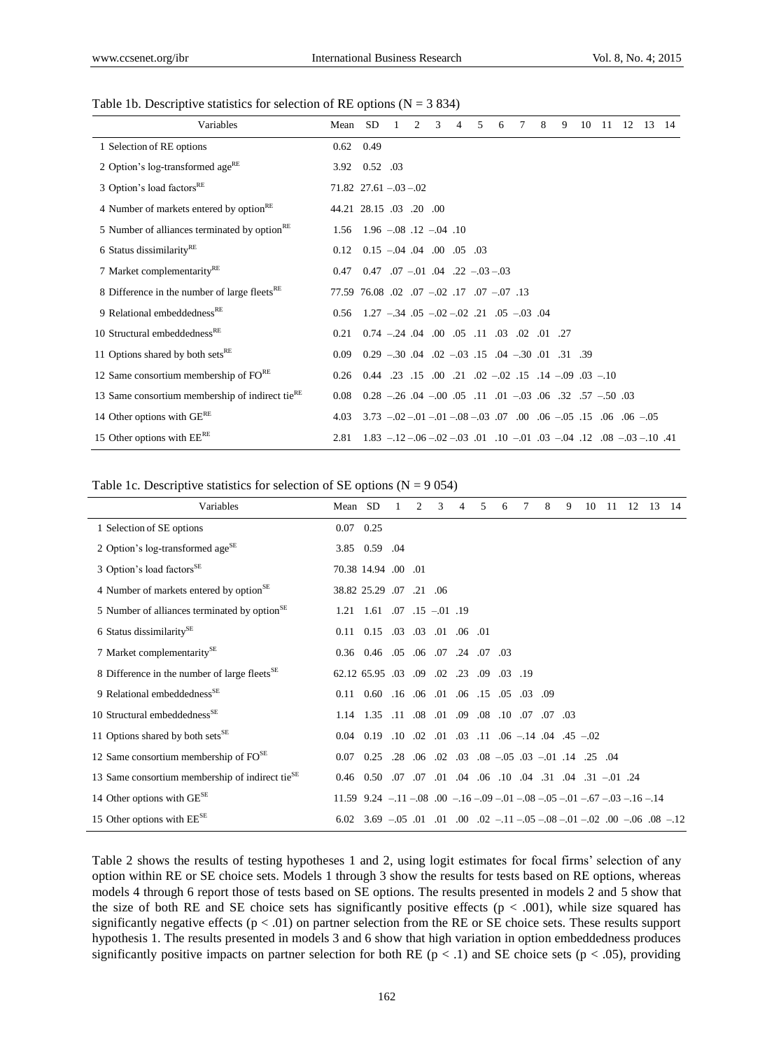Table 1b. Descriptive statistics for selection of RE options (N = 3 834)

| Variables | Mean | SD | 1 | 2 | 3 | 4 | 5 | 6 | 7 | 8 | 9 | 10 | 11 | 12 | 13 | 14 |
|---|---|---|---|---|---|---|---|---|---|---|---|---|---|---|---|---|
| 1 Selection of RE options | 0.62 | 0.49 | | | | | | | | | | | | | | |
| 2 Option's log-transformed age$^{RE}$ | 3.92 | 0.52 | .03 | | | | | | | | | | | | | |
| 3 Option's load factors$^{RE}$ | 71.82 | 27.61 | –.03 | –.02 | | | | | | | | | | | | |
| 4 Number of markets entered by option$^{RE}$ | 44.21 | 28.15 | .03 | .20 | .00 | | | | | | | | | | | |
| 5 Number of alliances terminated by option$^{RE}$ | 1.56 | 1.96 | –.08 | .12 | –.04 | .10 | | | | | | | | | | |
| 6 Status dissimilarity$^{RE}$ | 0.12 | 0.15 | –.04 | .04 | .00 | .05 | .03 | | | | | | | | | |
| 7 Market complementarity$^{RE}$ | 0.47 | 0.47 | .07 | –.01 | .04 | .22 | –.03 | –.03 | | | | | | | | |
| 8 Difference in the number of large fleets$^{RE}$ | 77.59 | 76.08 | .02 | .07 | –.02 | .17 | .07 | –.07 | .13 | | | | | | | |
| 9 Relational embeddedness$^{RE}$ | 0.56 | 1.27 | –.34 | .05 | –.02 | –.02 | .21 | .05 | –.03 | .04 | | | | | | |
| 10 Structural embeddedness$^{RE}$ | 0.21 | 0.74 | –.24 | .04 | .00 | .05 | .11 | .03 | .02 | .01 | .27 | | | | | |
| 11 Options shared by both sets$^{RE}$ | 0.09 | 0.29 | –.30 | .04 | .02 | –.03 | .15 | .04 | –.30 | .01 | .31 | .39 | | | | |
| 12 Same consortium membership of FO$^{RE}$ | 0.26 | 0.44 | .23 | .15 | .00 | .21 | .02 | –.02 | .15 | .14 | –.09 | .03 | –.10 | | | |
| 13 Same consortium membership of indirect tie$^{RE}$ | 0.08 | 0.28 | –.26 | .04 | –.00 | .05 | .11 | .01 | –.03 | .06 | .32 | .57 | –.50 | .03 | | |
| 14 Other options with GE$^{RE}$ | 4.03 | 3.73 | –.02 | –.01 | –.01 | –.08 | –.03 | .07 | .00 | .06 | –.05 | .15 | .06 | .06 | –.05 | |
| 15 Other options with EE$^{RE}$ | 2.81 | 1.83 | –.12 | –.06 | –.02 | –.03 | .01 | .10 | –.01 | .03 | –.04 | .12 | .08 | –.03 | –.10 | .41 |

Table 1c. Descriptive statistics for selection of SE options (N = 9 054)

| Variables | Mean | SD | 1 | 2 | 3 | 4 | 5 | 6 | 7 | 8 | 9 | 10 | 11 | 12 | 13 | 14 |
|---|---|---|---|---|---|---|---|---|---|---|---|---|---|---|---|---|
| 1 Selection of SE options | 0.07 | 0.25 | | | | | | | | | | | | | | |
| 2 Option's log-transformed age$^{SE}$ | 3.85 | 0.59 | .04 | | | | | | | | | | | | | |
| 3 Option's load factors$^{SE}$ | 70.38 | 14.94 | .00 | .01 | | | | | | | | | | | | |
| 4 Number of markets entered by option$^{SE}$ | 38.82 | 25.29 | .07 | .21 | .06 | | | | | | | | | | | |
| 5 Number of alliances terminated by option$^{SE}$ | 1.21 | 1.61 | .07 | .15 | –.01 | .19 | | | | | | | | | | |
| 6 Status dissimilarity$^{SE}$ | 0.11 | 0.15 | .03 | .03 | .01 | .06 | .01 | | | | | | | | | |
| 7 Market complementarity$^{SE}$ | 0.36 | 0.46 | .05 | .06 | .07 | .24 | .07 | .03 | | | | | | | | |
| 8 Difference in the number of large fleets$^{SE}$ | 62.12 | 65.95 | .03 | .09 | .02 | .23 | .09 | .03 | .19 | | | | | | | |
| 9 Relational embeddedness$^{SE}$ | 0.11 | 0.60 | .16 | .06 | .01 | .06 | .15 | .05 | .03 | .09 | | | | | | |
| 10 Structural embeddedness$^{SE}$ | 1.14 | 1.35 | .11 | .08 | .01 | .09 | .08 | .10 | .07 | .07 | .03 | | | | | |
| 11 Options shared by both sets$^{SE}$ | 0.04 | 0.19 | .10 | .02 | .01 | .03 | .11 | .06 | –.14 | .04 | .45 | –.02 | | | | |
| 12 Same consortium membership of FO$^{SE}$ | 0.07 | 0.25 | .28 | .06 | .02 | .03 | .08 | –.05 | .03 | –.01 | .14 | .25 | .04 | | | |
| 13 Same consortium membership of indirect tie$^{SE}$ | 0.46 | 0.50 | .07 | .07 | .01 | .04 | .06 | .10 | .04 | .31 | .04 | .31 | –.01 | .24 | | |
| 14 Other options with GE$^{SE}$ | 11.59 | 9.24 | –.11 | –.08 | .00 | –.16 | –.09 | –.01 | –.08 | –.05 | –.01 | –.67 | –.03 | –.16 | –.14 | |
| 15 Other options with EE$^{SE}$ | 6.02 | 3.69 | –.05 | .01 | .01 | .00 | .02 | –.11 | –.05 | –.08 | –.01 | –.02 | .00 | –.06 | .08 | –.12 |

Table 2 shows the results of testing hypotheses 1 and 2, using logit estimates for focal firms' selection of any option within RE or SE choice sets. Models 1 through 3 show the results for tests based on RE options, whereas models 4 through 6 report those of tests based on SE options. The results presented in models 2 and 5 show that the size of both RE and SE choice sets has significantly positive effects ($p < .001$), while size squared has significantly negative effects ($p < .01$) on partner selection from the RE or SE choice sets. These results support hypothesis 1. The results presented in models 3 and 6 show that high variation in option embeddedness produces significantly positive impacts on partner selection for both RE ($p < .1$) and SE choice sets ($p < .05$), providing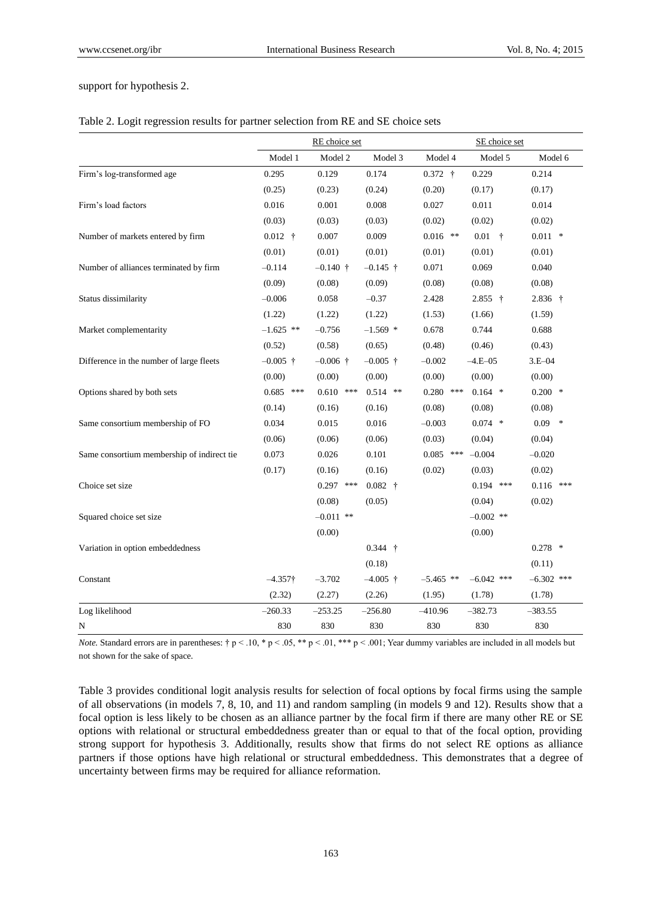support for hypothesis 2.

Table 2. Logit regression results for partner selection from RE and SE choice sets

| | RE choice set | | | SE choice set | | |
|---|---|---|---|---|---|---|
| | Model 1 | Model 2 | Model 3 | Model 4 | Model 5 | Model 6 |
| Firm's log-transformed age | 0.295 | 0.129 | 0.174 | 0.372 † | 0.229 | 0.214 |
| | (0.25) | (0.23) | (0.24) | (0.20) | (0.17) | (0.17) |
| Firm's load factors | 0.016 | 0.001 | 0.008 | 0.027 | 0.011 | 0.014 |
| | (0.03) | (0.03) | (0.03) | (0.02) | (0.02) | (0.02) |
| Number of markets entered by firm | 0.012 † | 0.007 | 0.009 | 0.016 ** | 0.01 † | 0.011 * |
| | (0.01) | (0.01) | (0.01) | (0.01) | (0.01) | (0.01) |
| Number of alliances terminated by firm | –0.114 | –0.140 † | –0.145 † | 0.071 | 0.069 | 0.040 |
| | (0.09) | (0.08) | (0.09) | (0.08) | (0.08) | (0.08) |
| Status dissimilarity | –0.006 | 0.058 | –0.37 | 2.428 | 2.855 † | 2.836 † |
| | (1.22) | (1.22) | (1.22) | (1.53) | (1.66) | (1.59) |
| Market complementarity | –1.625 ** | –0.756 | –1.569 * | 0.678 | 0.744 | 0.688 |
| | (0.52) | (0.58) | (0.65) | (0.48) | (0.46) | (0.43) |
| Difference in the number of large fleets | –0.005 † | –0.006 † | –0.005 † | –0.002 | –4.E–05 | 3.E–04 |
| | (0.00) | (0.00) | (0.00) | (0.00) | (0.00) | (0.00) |
| Options shared by both sets | 0.685 *** | 0.610 *** | 0.514 ** | 0.280 *** | 0.164 * | 0.200 * |
| | (0.14) | (0.16) | (0.16) | (0.08) | (0.08) | (0.08) |
| Same consortium membership of FO | 0.034 | 0.015 | 0.016 | –0.003 | 0.074 * | 0.09 * |
| | (0.06) | (0.06) | (0.06) | (0.03) | (0.04) | (0.04) |
| Same consortium membership of indirect tie | 0.073 | 0.026 | 0.101 | 0.085 *** | –0.004 | –0.020 |
| | (0.17) | (0.16) | (0.16) | (0.02) | (0.03) | (0.02) |
| Choice set size | | 0.297 *** | 0.082 † | | 0.194 *** | 0.116 *** |
| | | (0.08) | (0.05) | | (0.04) | (0.02) |
| Squared choice set size | | –0.011 ** | | | –0.002 ** | |
| | | (0.00) | | | (0.00) | |
| Variation in option embeddedness | | | 0.344 † | | | 0.278 * |
| | | | (0.18) | | | (0.11) |
| Constant | –4.357† | –3.702 | –4.005 † | –5.465 ** | –6.042 *** | –6.302 *** |
| | (2.32) | (2.27) | (2.26) | (1.95) | (1.78) | (1.78) |
| Log likelihood | –260.33 | –253.25 | –256.80 | –410.96 | –382.73 | –383.55 |
| N | 830 | 830 | 830 | 830 | 830 | 830 |

*Note.* Standard errors are in parentheses: † p < .10, * p < .05, ** p < .01, *** p < .001; Year dummy variables are included in all models but not shown for the sake of space.

Table 3 provides conditional logit analysis results for selection of focal options by focal firms using the sample of all observations (in models 7, 8, 10, and 11) and random sampling (in models 9 and 12). Results show that a focal option is less likely to be chosen as an alliance partner by the focal firm if there are many other RE or SE options with relational or structural embeddedness greater than or equal to that of the focal option, providing strong support for hypothesis 3. Additionally, results show that firms do not select RE options as alliance partners if those options have high relational or structural embeddedness. This demonstrates that a degree of uncertainty between firms may be required for alliance reformation.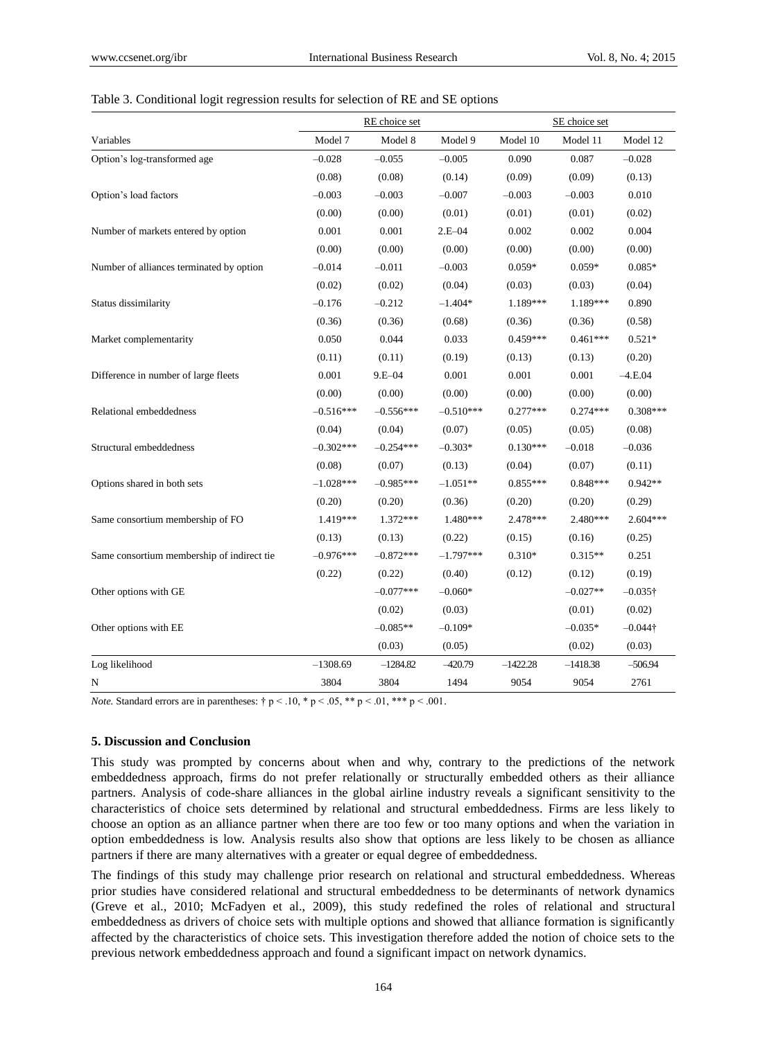Table 3. Conditional logit regression results for selection of RE and SE options

| | RE choice set | | | SE choice set | | |
|---|---|---|---|---|---|---|
| Variables | Model 7 | Model 8 | Model 9 | Model 10 | Model 11 | Model 12 |
| Option's log-transformed age | –0.028 | –0.055 | –0.005 | 0.090 | 0.087 | –0.028 |
| | (0.08) | (0.08) | (0.14) | (0.09) | (0.09) | (0.13) |
| Option's load factors | –0.003 | –0.003 | –0.007 | –0.003 | –0.003 | 0.010 |
| | (0.00) | (0.00) | (0.01) | (0.01) | (0.01) | (0.02) |
| Number of markets entered by option | 0.001 | 0.001 | 2.E–04 | 0.002 | 0.002 | 0.004 |
| | (0.00) | (0.00) | (0.00) | (0.00) | (0.00) | (0.00) |
| Number of alliances terminated by option | –0.014 | –0.011 | –0.003 | 0.059* | 0.059* | 0.085* |
| | (0.02) | (0.02) | (0.04) | (0.03) | (0.03) | (0.04) |
| Status dissimilarity | –0.176 | –0.212 | –1.404* | 1.189*** | 1.189*** | 0.890 |
| | (0.36) | (0.36) | (0.68) | (0.36) | (0.36) | (0.58) |
| Market complementarity | 0.050 | 0.044 | 0.033 | 0.459*** | 0.461*** | 0.521* |
| | (0.11) | (0.11) | (0.19) | (0.13) | (0.13) | (0.20) |
| Difference in number of large fleets | 0.001 | 9.E–04 | 0.001 | 0.001 | 0.001 | –4.E.04 |
| | (0.00) | (0.00) | (0.00) | (0.00) | (0.00) | (0.00) |
| Relational embeddedness | –0.516*** | –0.556*** | –0.510*** | 0.277*** | 0.274*** | 0.308*** |
| | (0.04) | (0.04) | (0.07) | (0.05) | (0.05) | (0.08) |
| Structural embeddedness | –0.302*** | –0.254*** | –0.303* | 0.130*** | –0.018 | –0.036 |
| | (0.08) | (0.07) | (0.13) | (0.04) | (0.07) | (0.11) |
| Options shared in both sets | –1.028*** | –0.985*** | –1.051** | 0.855*** | 0.848*** | 0.942** |
| | (0.20) | (0.20) | (0.36) | (0.20) | (0.20) | (0.29) |
| Same consortium membership of FO | 1.419*** | 1.372*** | 1.480*** | 2.478*** | 2.480*** | 2.604*** |
| | (0.13) | (0.13) | (0.22) | (0.15) | (0.16) | (0.25) |
| Same consortium membership of indirect tie | –0.976*** | –0.872*** | –1.797*** | 0.310* | 0.315** | 0.251 |
| | (0.22) | (0.22) | (0.40) | (0.12) | (0.12) | (0.19) |
| Other options with GE | | –0.077*** | –0.060* | | –0.027** | –0.035† |
| | | (0.02) | (0.03) | | (0.01) | (0.02) |
| Other options with EE | | –0.085** | –0.109* | | –0.035* | –0.044† |
| | | (0.03) | (0.05) | | (0.02) | (0.03) |
| Log likelihood | –1308.69 | –1284.82 | –420.79 | –1422.28 | –1418.38 | –506.94 |
| N | 3804 | 3804 | 1494 | 9054 | 9054 | 2761 |

*Note.* Standard errors are in parentheses: † $p < .10$, * $p < .05$, ** $p < .01$, *** $p < .001$.

## 5. Discussion and Conclusion

This study was prompted by concerns about when and why, contrary to the predictions of the network embeddedness approach, firms do not prefer relationally or structurally embedded others as their alliance partners. Analysis of code-share alliances in the global airline industry reveals a significant sensitivity to the characteristics of choice sets determined by relational and structural embeddedness. Firms are less likely to choose an option as an alliance partner when there are too few or too many options and when the variation in option embeddedness is low. Analysis results also show that options are less likely to be chosen as alliance partners if there are many alternatives with a greater or equal degree of embeddedness.

The findings of this study may challenge prior research on relational and structural embeddedness. Whereas prior studies have considered relational and structural embeddedness to be determinants of network dynamics (Greve et al., 2010; McFadyen et al., 2009), this study redefined the roles of relational and structural embeddedness as drivers of choice sets with multiple options and showed that alliance formation is significantly affected by the characteristics of choice sets. This investigation therefore added the notion of choice sets to the previous network embeddedness approach and found a significant impact on network dynamics.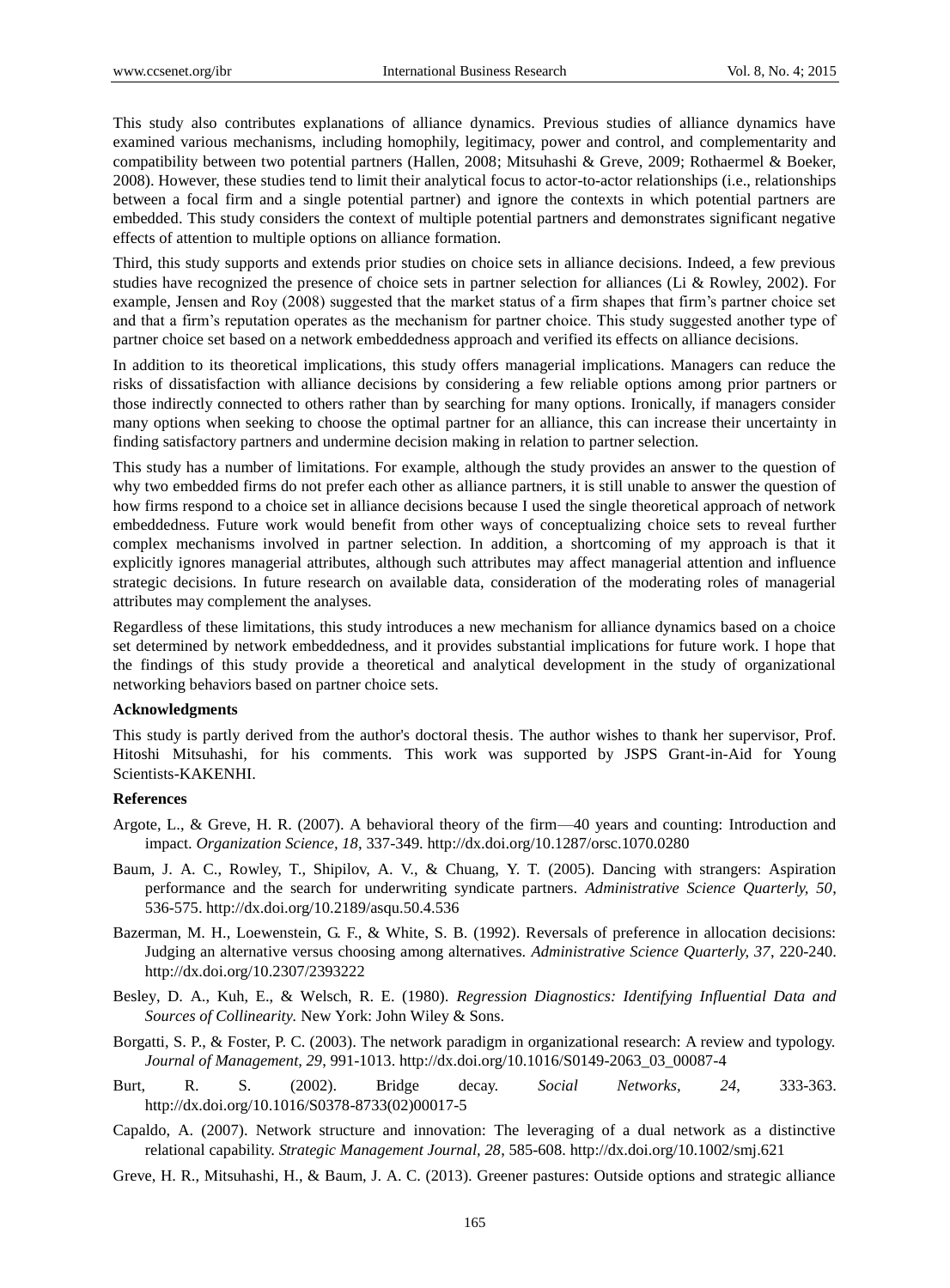This study also contributes explanations of alliance dynamics. Previous studies of alliance dynamics have examined various mechanisms, including homophily, legitimacy, power and control, and complementarity and compatibility between two potential partners (Hallen, 2008; Mitsuhashi & Greve, 2009; Rothaermel & Boeker, 2008). However, these studies tend to limit their analytical focus to actor-to-actor relationships (i.e., relationships between a focal firm and a single potential partner) and ignore the contexts in which potential partners are embedded. This study considers the context of multiple potential partners and demonstrates significant negative effects of attention to multiple options on alliance formation.

Third, this study supports and extends prior studies on choice sets in alliance decisions. Indeed, a few previous studies have recognized the presence of choice sets in partner selection for alliances (Li & Rowley, 2002). For example, Jensen and Roy (2008) suggested that the market status of a firm shapes that firm's partner choice set and that a firm's reputation operates as the mechanism for partner choice. This study suggested another type of partner choice set based on a network embeddedness approach and verified its effects on alliance decisions.

In addition to its theoretical implications, this study offers managerial implications. Managers can reduce the risks of dissatisfaction with alliance decisions by considering a few reliable options among prior partners or those indirectly connected to others rather than by searching for many options. Ironically, if managers consider many options when seeking to choose the optimal partner for an alliance, this can increase their uncertainty in finding satisfactory partners and undermine decision making in relation to partner selection.

This study has a number of limitations. For example, although the study provides an answer to the question of why two embedded firms do not prefer each other as alliance partners, it is still unable to answer the question of how firms respond to a choice set in alliance decisions because I used the single theoretical approach of network embeddedness. Future work would benefit from other ways of conceptualizing choice sets to reveal further complex mechanisms involved in partner selection. In addition, a shortcoming of my approach is that it explicitly ignores managerial attributes, although such attributes may affect managerial attention and influence strategic decisions. In future research on available data, consideration of the moderating roles of managerial attributes may complement the analyses.

Regardless of these limitations, this study introduces a new mechanism for alliance dynamics based on a choice set determined by network embeddedness, and it provides substantial implications for future work. I hope that the findings of this study provide a theoretical and analytical development in the study of organizational networking behaviors based on partner choice sets.

**Acknowledgments**

This study is partly derived from the author's doctoral thesis. The author wishes to thank her supervisor, Prof. Hitoshi Mitsuhashi, for his comments. This work was supported by JSPS Grant-in-Aid for Young Scientists-KAKENHI.

**References**

Argote, L., & Greve, H. R. (2007). A behavioral theory of the firm—40 years and counting: Introduction and impact. *Organization Science, 18*, 337-349. http://dx.doi.org/10.1287/orsc.1070.0280

Baum, J. A. C., Rowley, T., Shipilov, A. V., & Chuang, Y. T. (2005). Dancing with strangers: Aspiration performance and the search for underwriting syndicate partners. *Administrative Science Quarterly, 50*, 536-575. http://dx.doi.org/10.2189/asqu.50.4.536

Bazerman, M. H., Loewenstein, G. F., & White, S. B. (1992). Reversals of preference in allocation decisions: Judging an alternative versus choosing among alternatives. *Administrative Science Quarterly, 37*, 220-240. http://dx.doi.org/10.2307/2393222

Besley, D. A., Kuh, E., & Welsch, R. E. (1980). *Regression Diagnostics: Identifying Influential Data and Sources of Collinearity.* New York: John Wiley & Sons.

Borgatti, S. P., & Foster, P. C. (2003). The network paradigm in organizational research: A review and typology. *Journal of Management, 29*, 991-1013. http://dx.doi.org/10.1016/S0149-2063_03_00087-4

Burt, R. S. (2002). Bridge decay. *Social Networks*, *24*, 333-363. http://dx.doi.org/10.1016/S0378-8733(02)00017-5

Capaldo, A. (2007). Network structure and innovation: The leveraging of a dual network as a distinctive relational capability. *Strategic Management Journal, 28*, 585-608. http://dx.doi.org/10.1002/smj.621

Greve, H. R., Mitsuhashi, H., & Baum, J. A. C. (2013). Greener pastures: Outside options and strategic alliance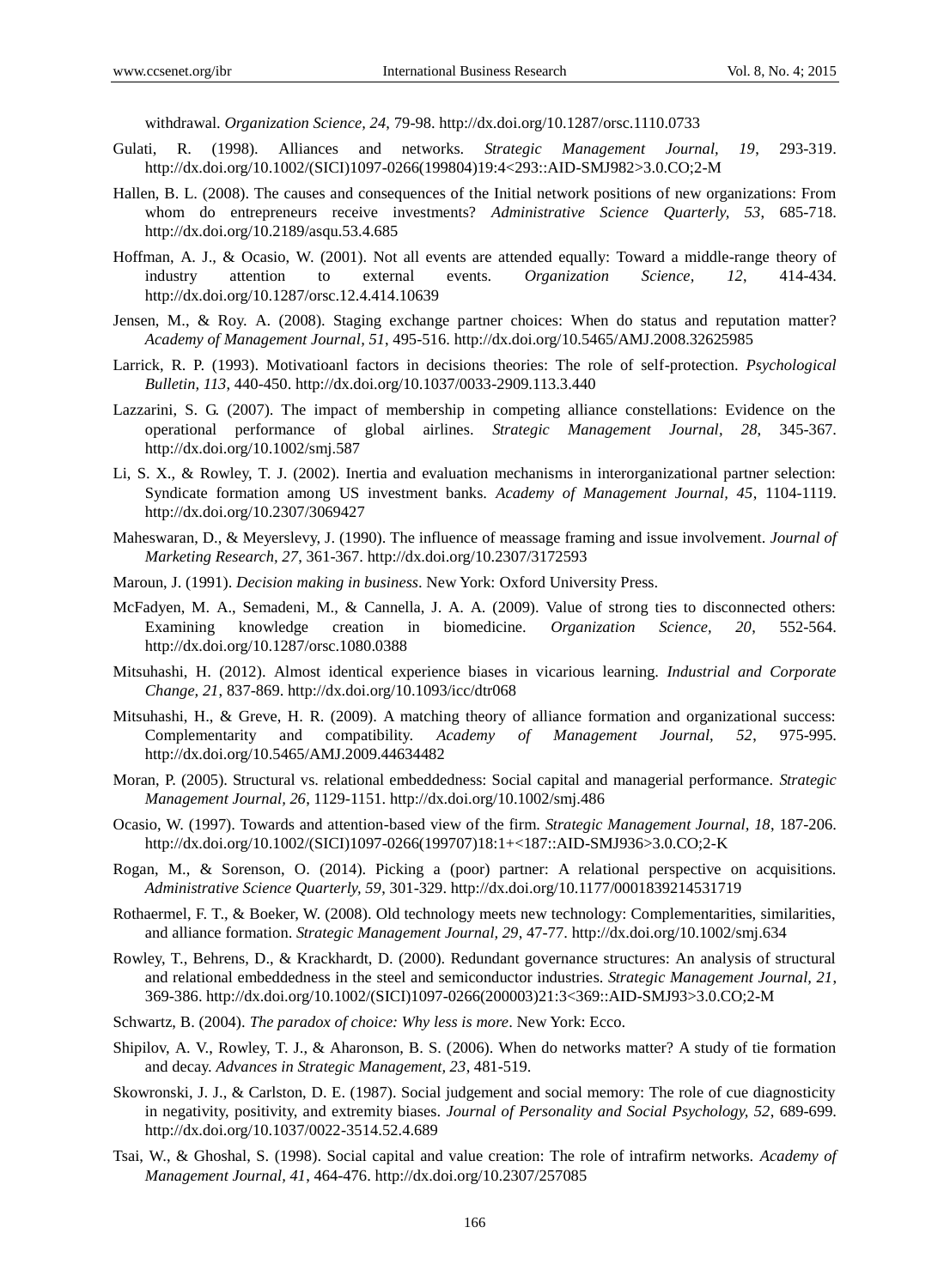withdrawal. *Organization Science, 24*, 79-98. http://dx.doi.org/10.1287/orsc.1110.0733

Gulati, R. (1998). Alliances and networks. *Strategic Management Journal, 19*, 293-319. http://dx.doi.org/10.1002/(SICI)1097-0266(199804)19:4<293::AID-SMJ982>3.0.CO;2-M

Hallen, B. L. (2008). The causes and consequences of the Initial network positions of new organizations: From whom do entrepreneurs receive investments? *Administrative Science Quarterly, 53*, 685-718. http://dx.doi.org/10.2189/asqu.53.4.685

Hoffman, A. J., & Ocasio, W. (2001). Not all events are attended equally: Toward a middle-range theory of industry attention to external events. *Organization Science, 12*, 414-434. http://dx.doi.org/10.1287/orsc.12.4.414.10639

Jensen, M., & Roy. A. (2008). Staging exchange partner choices: When do status and reputation matter? *Academy of Management Journal, 51*, 495-516. http://dx.doi.org/10.5465/AMJ.2008.32625985

Larrick, R. P. (1993). Motivatioanl factors in decisions theories: The role of self-protection. *Psychological Bulletin, 113*, 440-450. http://dx.doi.org/10.1037/0033-2909.113.3.440

Lazzarini, S. G. (2007). The impact of membership in competing alliance constellations: Evidence on the operational performance of global airlines. *Strategic Management Journal, 28*, 345-367. http://dx.doi.org/10.1002/smj.587

Li, S. X., & Rowley, T. J. (2002). Inertia and evaluation mechanisms in interorganizational partner selection: Syndicate formation among US investment banks. *Academy of Management Journal, 45*, 1104-1119. http://dx.doi.org/10.2307/3069427

Maheswaran, D., & Meyerslevy, J. (1990). The influence of meassage framing and issue involvement. *Journal of Marketing Research, 27*, 361-367. http://dx.doi.org/10.2307/3172593

Maroun, J. (1991). *Decision making in business*. New York: Oxford University Press.

McFadyen, M. A., Semadeni, M., & Cannella, J. A. A. (2009). Value of strong ties to disconnected others: Examining knowledge creation in biomedicine. *Organization Science, 20*, 552-564. http://dx.doi.org/10.1287/orsc.1080.0388

Mitsuhashi, H. (2012). Almost identical experience biases in vicarious learning. *Industrial and Corporate Change, 21*, 837-869. http://dx.doi.org/10.1093/icc/dtr068

Mitsuhashi, H., & Greve, H. R. (2009). A matching theory of alliance formation and organizational success: Complementarity and compatibility. *Academy of Management Journal, 52*, 975-995. http://dx.doi.org/10.5465/AMJ.2009.44634482

Moran, P. (2005). Structural vs. relational embeddedness: Social capital and managerial performance. *Strategic Management Journal, 26*, 1129-1151. http://dx.doi.org/10.1002/smj.486

Ocasio, W. (1997). Towards and attention-based view of the firm. *Strategic Management Journal, 18*, 187-206. http://dx.doi.org/10.1002/(SICI)1097-0266(199707)18:1+<187::AID-SMJ936>3.0.CO;2-K

Rogan, M., & Sorenson, O. (2014). Picking a (poor) partner: A relational perspective on acquisitions. *Administrative Science Quarterly, 59*, 301-329. http://dx.doi.org/10.1177/0001839214531719

Rothaermel, F. T., & Boeker, W. (2008). Old technology meets new technology: Complementarities, similarities, and alliance formation. *Strategic Management Journal, 29*, 47-77. http://dx.doi.org/10.1002/smj.634

Rowley, T., Behrens, D., & Krackhardt, D. (2000). Redundant governance structures: An analysis of structural and relational embeddedness in the steel and semiconductor industries. *Strategic Management Journal, 21*, 369-386. http://dx.doi.org/10.1002/(SICI)1097-0266(200003)21:3<369::AID-SMJ93>3.0.CO;2-M

Schwartz, B. (2004). *The paradox of choice: Why less is more*. New York: Ecco.

Shipilov, A. V., Rowley, T. J., & Aharonson, B. S. (2006). When do networks matter? A study of tie formation and decay. *Advances in Strategic Management, 23*, 481-519.

Skowronski, J. J., & Carlston, D. E. (1987). Social judgement and social memory: The role of cue diagnosticity in negativity, positivity, and extremity biases. *Journal of Personality and Social Psychology, 52*, 689-699. http://dx.doi.org/10.1037/0022-3514.52.4.689

Tsai, W., & Ghoshal, S. (1998). Social capital and value creation: The role of intrafirm networks. *Academy of Management Journal, 41*, 464-476. http://dx.doi.org/10.2307/257085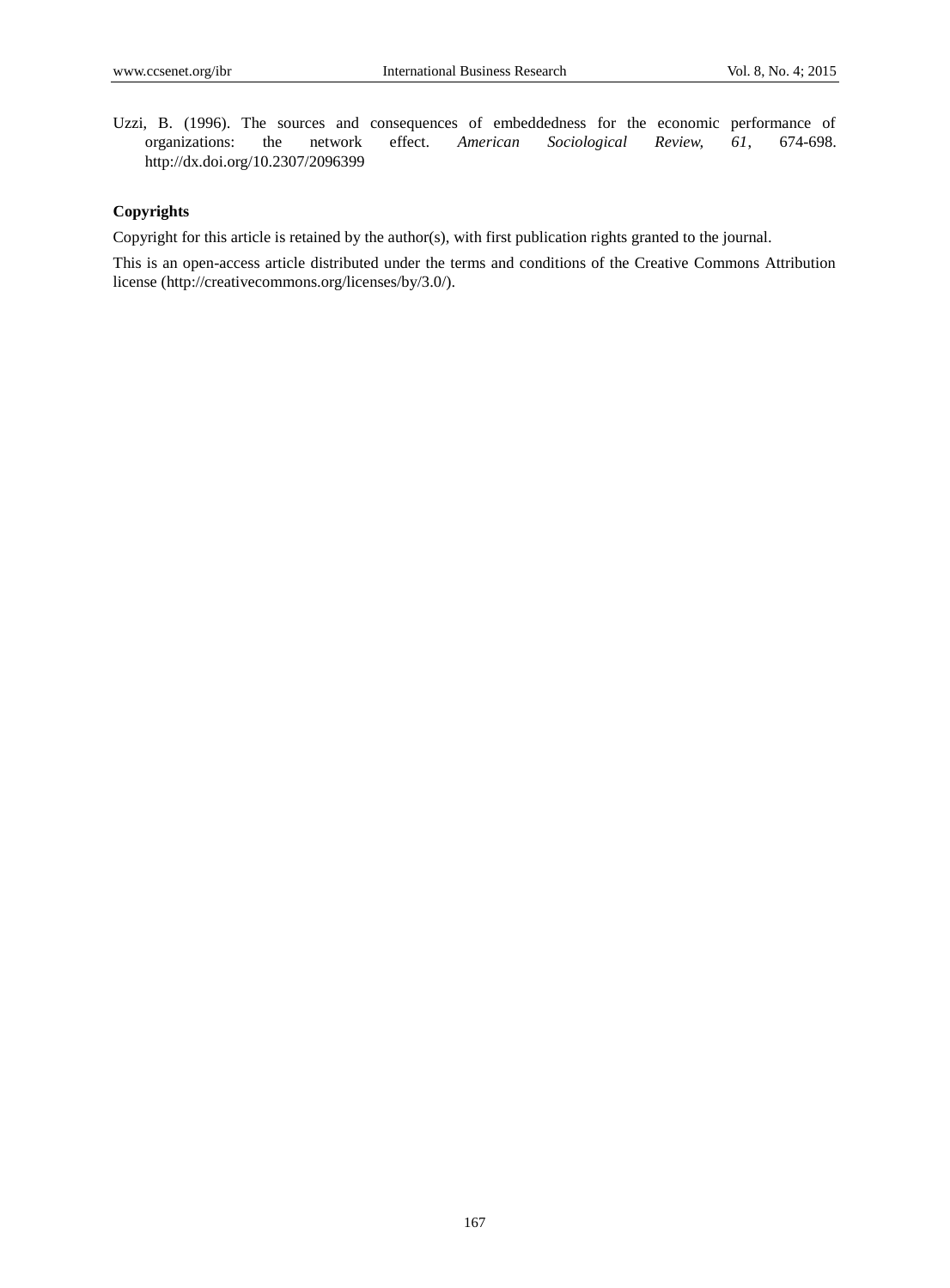Uzzi, B. (1996). The sources and consequences of embeddedness for the economic performance of organizations: the network effect. *American Sociological Review, 61*, 674-698. http://dx.doi.org/10.2307/2096399

**Copyrights**

Copyright for this article is retained by the author(s), with first publication rights granted to the journal.

This is an open-access article distributed under the terms and conditions of the Creative Commons Attribution license (http://creativecommons.org/licenses/by/3.0/).